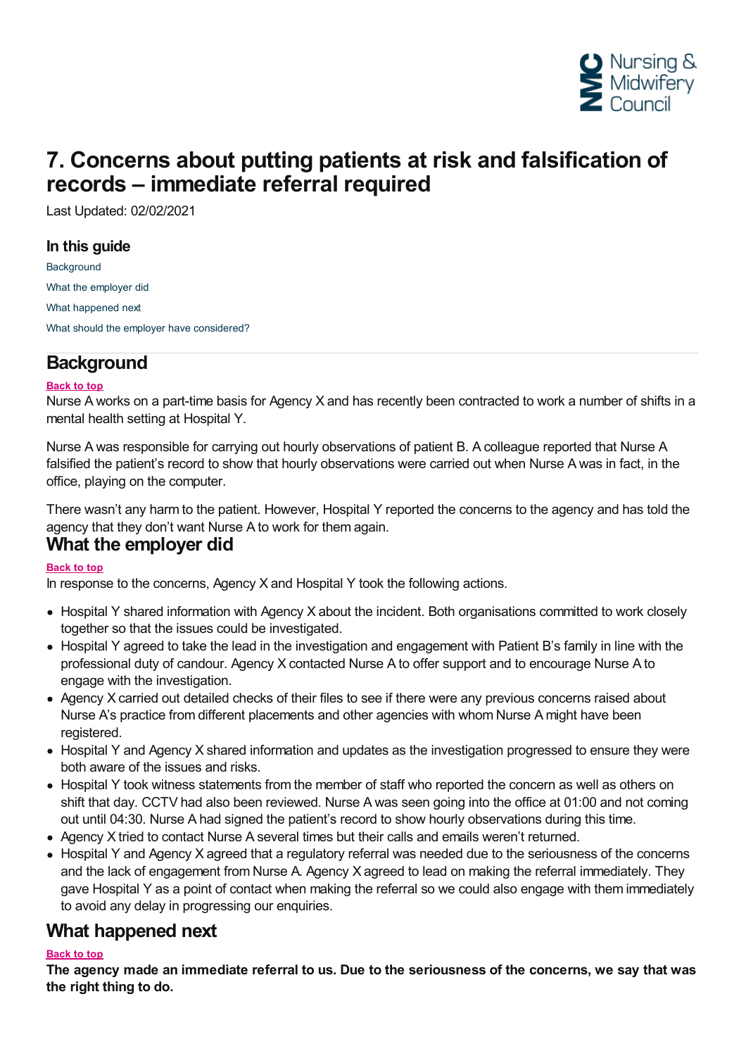# 7. Concerns about putting patients at risk and falsification of records – immediate referral required

Last Updated: 02/02/2021

### In this guide

Background

What the employer did

What happened next

What should the employer have considered?

## Background

**Back to top**

Nurse A works on a part-time basis for Agency X and has recently been contracted to work a number of shifts in a mental health setting at Hospital Y.

Nurse A was responsible for carrying out hourly observations of patient B. A colleague reported that Nurse A falsified the patient's record to show that hourly observations were carried out when Nurse A was in fact, in the office, playing on the computer.

There wasn't any harm to the patient. However, Hospital Y reported the concerns to the agency and has told the agency that they don't want Nurse A to work for them again.

## What the employer did

**Back to top**

In response to the concerns, Agency X and Hospital Y took the following actions.

- Hospital Y shared information with Agency X about the incident. Both organisations committed to work closely together so that the issues could be investigated.
- Hospital Y agreed to take the lead in the investigation and engagement with Patient B's family in line with the professional duty of candour. Agency X contacted Nurse A to offer support and to encourage Nurse A to engage with the investigation.
- Agency X carried out detailed checks of their files to see if there were any previous concerns raised about Nurse A's practice from different placements and other agencies with whom Nurse A might have been registered.
- Hospital Y and Agency X shared information and updates as the investigation progressed to ensure they were both aware of the issues and risks.
- Hospital Y took witness statements from the member of staff who reported the concern as well as others on shift that day. CCTV had also been reviewed. Nurse A was seen going into the office at 01:00 and not coming out until 04:30. Nurse A had signed the patient's record to show hourly observations during this time.
- Agency X tried to contact Nurse A several times but their calls and emails weren't returned.
- Hospital Y and Agency X agreed that a regulatory referral was needed due to the seriousness of the concerns and the lack of engagement from Nurse A. Agency X agreed to lead on making the referral immediately. They gave Hospital Y as a point of contact when making the referral so we could also engage with them immediately to avoid any delay in progressing our enquiries.

## What happened next

**Back to top**

**The agency made an immediate referral to us. Due to the seriousness of the concerns, we say that was the right thing to do.**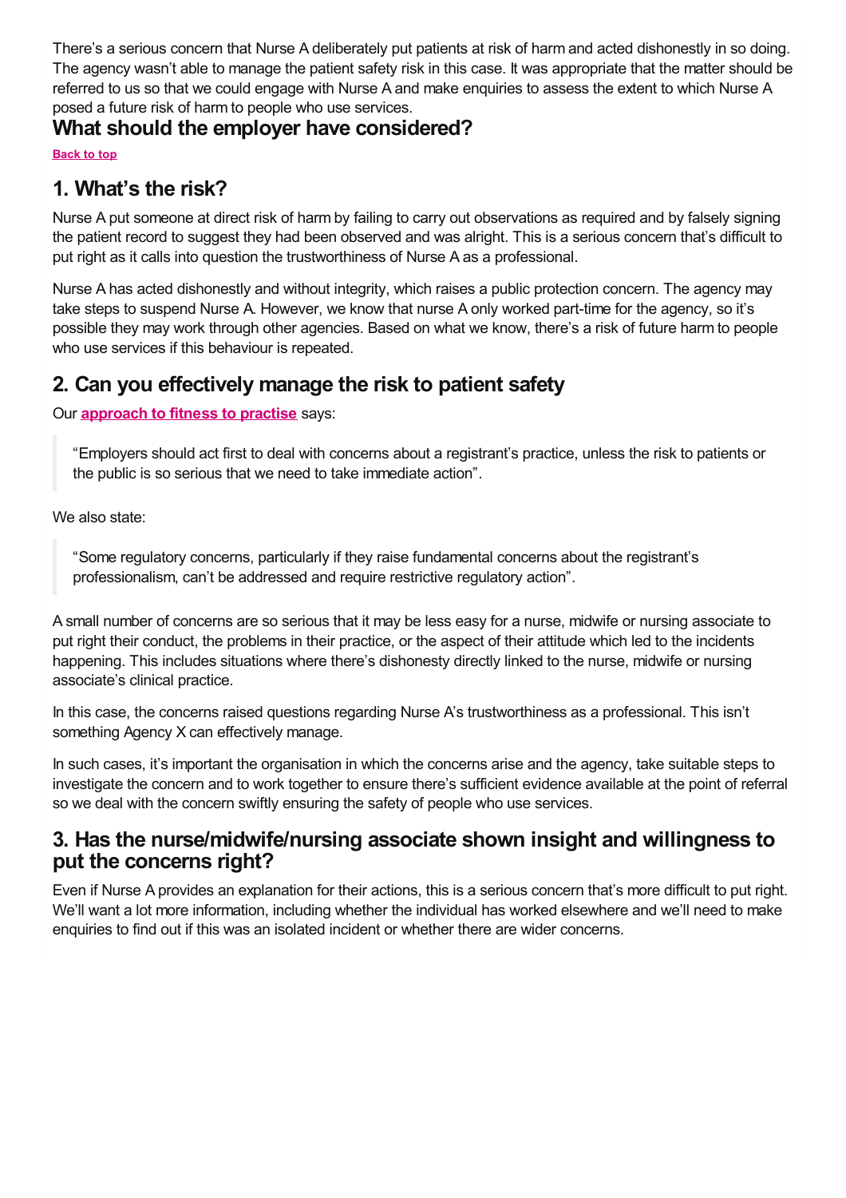There's a serious concern that Nurse A deliberately put patients at risk of harm and acted dishonestly in so doing. The agency wasn't able to manage the patient safety risk in this case. It was appropriate that the matter should be referred to us so that we could engage with Nurse A and make enquiries to assess the extent to which Nurse A posed a future risk of harm to people who use services.

## What should the employer have considered?

**Back to top**

### 1. What's the risk?

Nurse A put someone at direct risk of harm by failing to carry out observations as required and by falsely signing the patient record to suggest they had been observed and was alright. This is a serious concern that's difficult to put right as it calls into question the trustworthiness of Nurse A as a professional.

Nurse A has acted dishonestly and without integrity, which raises a public protection concern. The agency may take steps to suspend Nurse A. However, we know that nurse A only worked part-time for the agency, so it's possible they may work through other agencies. Based on what we know, there's a risk of future harm to people who use services if this behaviour is repeated.

### 2. Can you effectively manage the risk to patient safety

Our **approach to fitness to practise** says:

> "Employers should act first to deal with concerns about a registrant's practice, unless the risk to patients or the public is so serious that we need to take immediate action".

We also state:

> "Some regulatory concerns, particularly if they raise fundamental concerns about the registrant's professionalism, can't be addressed and require restrictive regulatory action".

A small number of concerns are so serious that it may be less easy for a nurse, midwife or nursing associate to put right their conduct, the problems in their practice, or the aspect of their attitude which led to the incidents happening. This includes situations where there's dishonesty directly linked to the nurse, midwife or nursing associate's clinical practice.

In this case, the concerns raised questions regarding Nurse A's trustworthiness as a professional. This isn't something Agency X can effectively manage.

In such cases, it's important the organisation in which the concerns arise and the agency, take suitable steps to investigate the concern and to work together to ensure there's sufficient evidence available at the point of referral so we deal with the concern swiftly ensuring the safety of people who use services.

### 3. Has the nurse/midwife/nursing associate shown insight and willingness to put the concerns right?

Even if Nurse A provides an explanation for their actions, this is a serious concern that's more difficult to put right. We'll want a lot more information, including whether the individual has worked elsewhere and we'll need to make enquiries to find out if this was an isolated incident or whether there are wider concerns.